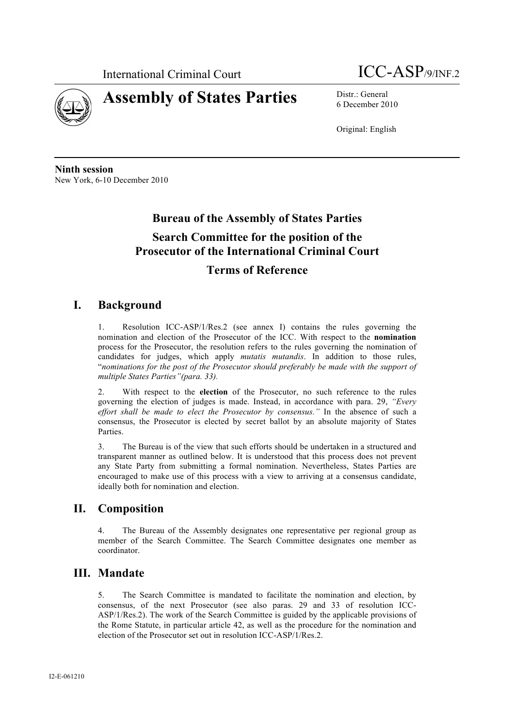International Criminal Court

ICC-ASP/9/INF.2

# Assembly of States Parties

Distr.: General
6 December 2010

Original: English

**Ninth session**
New York, 6-10 December 2010

## Bureau of the Assembly of States Parties
## Search Committee for the position of the Prosecutor of the International Criminal Court
## Terms of Reference

## I. Background

1. Resolution ICC-ASP/1/Res.2 (see annex I) contains the rules governing the nomination and election of the Prosecutor of the ICC. With respect to the **nomination** process for the Prosecutor, the resolution refers to the rules governing the nomination of candidates for judges, which apply *mutatis mutandis*. In addition to those rules, "*nominations for the post of the Prosecutor should preferably be made with the support of multiple States Parties"(para. 33).*

2. With respect to the **election** of the Prosecutor, no such reference to the rules governing the election of judges is made. Instead, in accordance with para. 29, *"Every effort shall be made to elect the Prosecutor by consensus."* In the absence of such a consensus, the Prosecutor is elected by secret ballot by an absolute majority of States Parties.

3. The Bureau is of the view that such efforts should be undertaken in a structured and transparent manner as outlined below. It is understood that this process does not prevent any State Party from submitting a formal nomination. Nevertheless, States Parties are encouraged to make use of this process with a view to arriving at a consensus candidate, ideally both for nomination and election.

## II. Composition

4. The Bureau of the Assembly designates one representative per regional group as member of the Search Committee. The Search Committee designates one member as coordinator.

## III. Mandate

5. The Search Committee is mandated to facilitate the nomination and election, by consensus, of the next Prosecutor (see also paras. 29 and 33 of resolution ICC-ASP/1/Res.2). The work of the Search Committee is guided by the applicable provisions of the Rome Statute, in particular article 42, as well as the procedure for the nomination and election of the Prosecutor set out in resolution ICC-ASP/1/Res.2.

I2-E-061210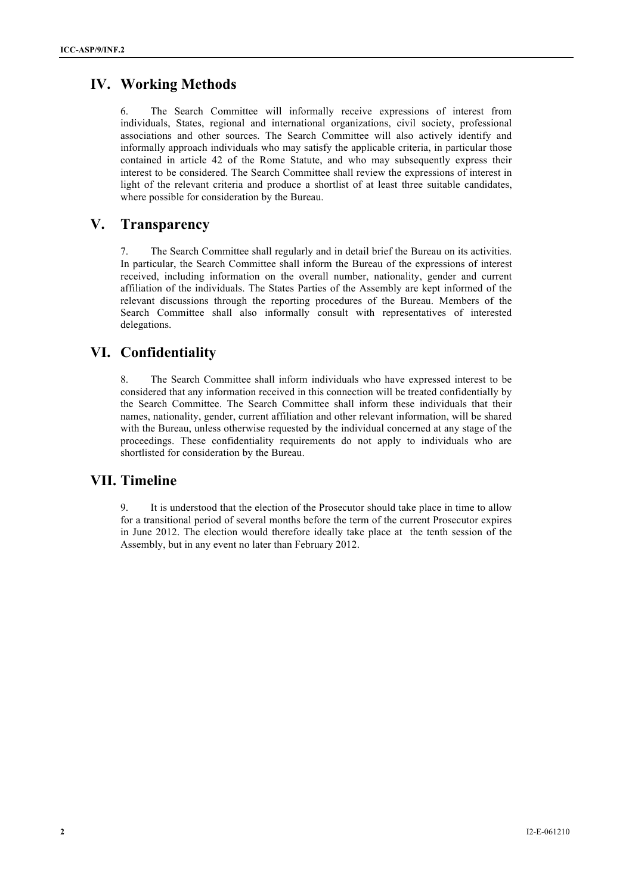## IV. Working Methods

6. The Search Committee will informally receive expressions of interest from individuals, States, regional and international organizations, civil society, professional associations and other sources. The Search Committee will also actively identify and informally approach individuals who may satisfy the applicable criteria, in particular those contained in article 42 of the Rome Statute, and who may subsequently express their interest to be considered. The Search Committee shall review the expressions of interest in light of the relevant criteria and produce a shortlist of at least three suitable candidates, where possible for consideration by the Bureau.

## V. Transparency

7. The Search Committee shall regularly and in detail brief the Bureau on its activities. In particular, the Search Committee shall inform the Bureau of the expressions of interest received, including information on the overall number, nationality, gender and current affiliation of the individuals. The States Parties of the Assembly are kept informed of the relevant discussions through the reporting procedures of the Bureau. Members of the Search Committee shall also informally consult with representatives of interested delegations.

## VI. Confidentiality

8. The Search Committee shall inform individuals who have expressed interest to be considered that any information received in this connection will be treated confidentially by the Search Committee. The Search Committee shall inform these individuals that their names, nationality, gender, current affiliation and other relevant information, will be shared with the Bureau, unless otherwise requested by the individual concerned at any stage of the proceedings. These confidentiality requirements do not apply to individuals who are shortlisted for consideration by the Bureau.

## VII. Timeline

9. It is understood that the election of the Prosecutor should take place in time to allow for a transitional period of several months before the term of the current Prosecutor expires in June 2012. The election would therefore ideally take place at the tenth session of the Assembly, but in any event no later than February 2012.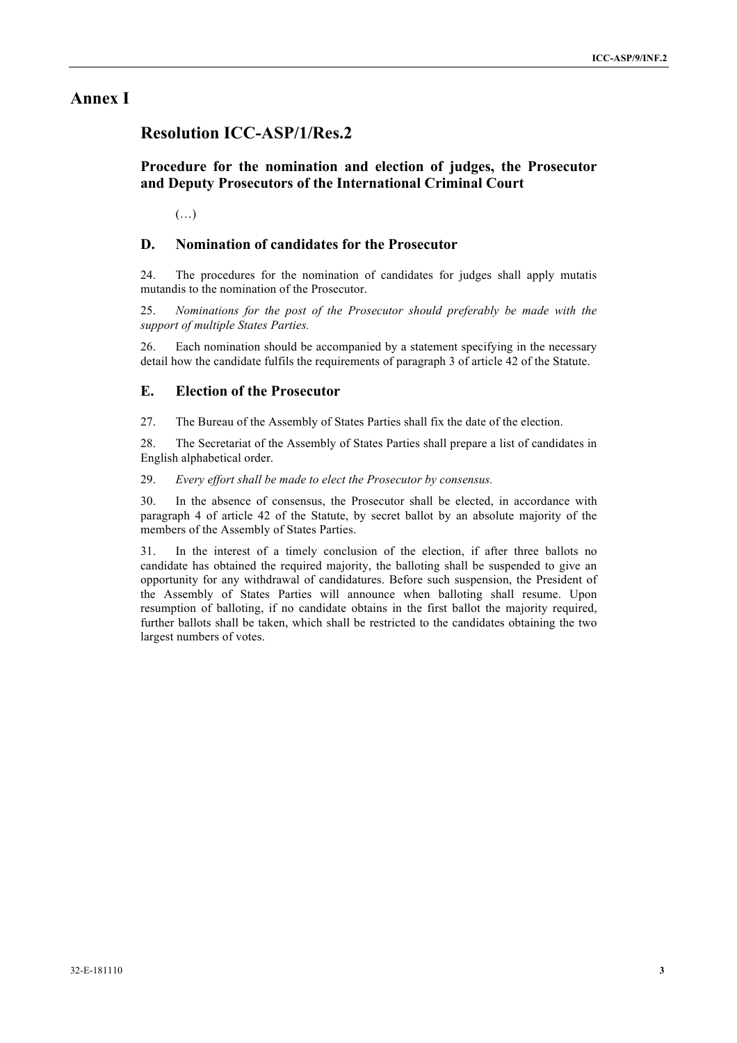# Annex I

## Resolution ICC-ASP/1/Res.2

### Procedure for the nomination and election of judges, the Prosecutor and Deputy Prosecutors of the International Criminal Court

(…)

### D. Nomination of candidates for the Prosecutor

24. The procedures for the nomination of candidates for judges shall apply mutatis mutandis to the nomination of the Prosecutor.

25. *Nominations for the post of the Prosecutor should preferably be made with the support of multiple States Parties.*

26. Each nomination should be accompanied by a statement specifying in the necessary detail how the candidate fulfils the requirements of paragraph 3 of article 42 of the Statute.

### E. Election of the Prosecutor

27. The Bureau of the Assembly of States Parties shall fix the date of the election.

28. The Secretariat of the Assembly of States Parties shall prepare a list of candidates in English alphabetical order.

29. *Every effort shall be made to elect the Prosecutor by consensus.*

30. In the absence of consensus, the Prosecutor shall be elected, in accordance with paragraph 4 of article 42 of the Statute, by secret ballot by an absolute majority of the members of the Assembly of States Parties.

31. In the interest of a timely conclusion of the election, if after three ballots no candidate has obtained the required majority, the balloting shall be suspended to give an opportunity for any withdrawal of candidatures. Before such suspension, the President of the Assembly of States Parties will announce when balloting shall resume. Upon resumption of balloting, if no candidate obtains in the first ballot the majority required, further ballots shall be taken, which shall be restricted to the candidates obtaining the two largest numbers of votes.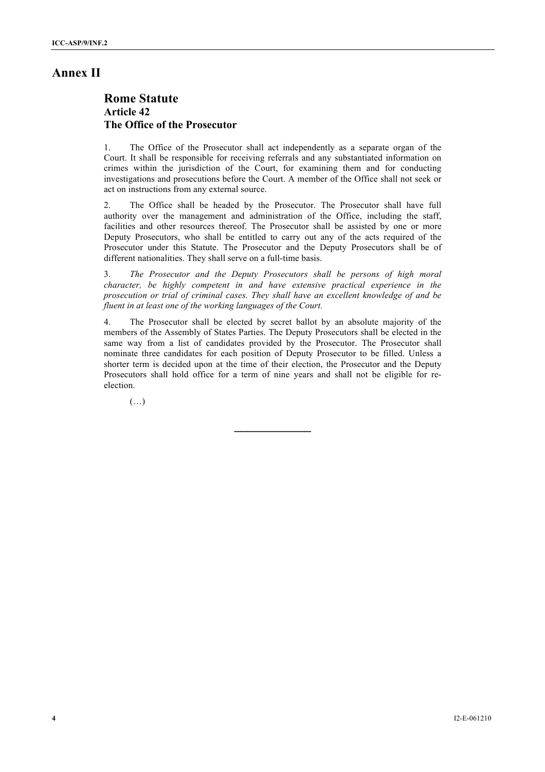# Annex II

## Rome Statute
### Article 42
### The Office of the Prosecutor

1. The Office of the Prosecutor shall act independently as a separate organ of the Court. It shall be responsible for receiving referrals and any substantiated information on crimes within the jurisdiction of the Court, for examining them and for conducting investigations and prosecutions before the Court. A member of the Office shall not seek or act on instructions from any external source.

2. The Office shall be headed by the Prosecutor. The Prosecutor shall have full authority over the management and administration of the Office, including the staff, facilities and other resources thereof. The Prosecutor shall be assisted by one or more Deputy Prosecutors, who shall be entitled to carry out any of the acts required of the Prosecutor under this Statute. The Prosecutor and the Deputy Prosecutors shall be of different nationalities. They shall serve on a full-time basis.

3. *The Prosecutor and the Deputy Prosecutors shall be persons of high moral character, be highly competent in and have extensive practical experience in the prosecution or trial of criminal cases. They shall have an excellent knowledge of and be fluent in at least one of the working languages of the Court.*

4. The Prosecutor shall be elected by secret ballot by an absolute majority of the members of the Assembly of States Parties. The Deputy Prosecutors shall be elected in the same way from a list of candidates provided by the Prosecutor. The Prosecutor shall nominate three candidates for each position of Deputy Prosecutor to be filled. Unless a shorter term is decided upon at the time of their election, the Prosecutor and the Deputy Prosecutors shall hold office for a term of nine years and shall not be eligible for re-election.

(…)

---